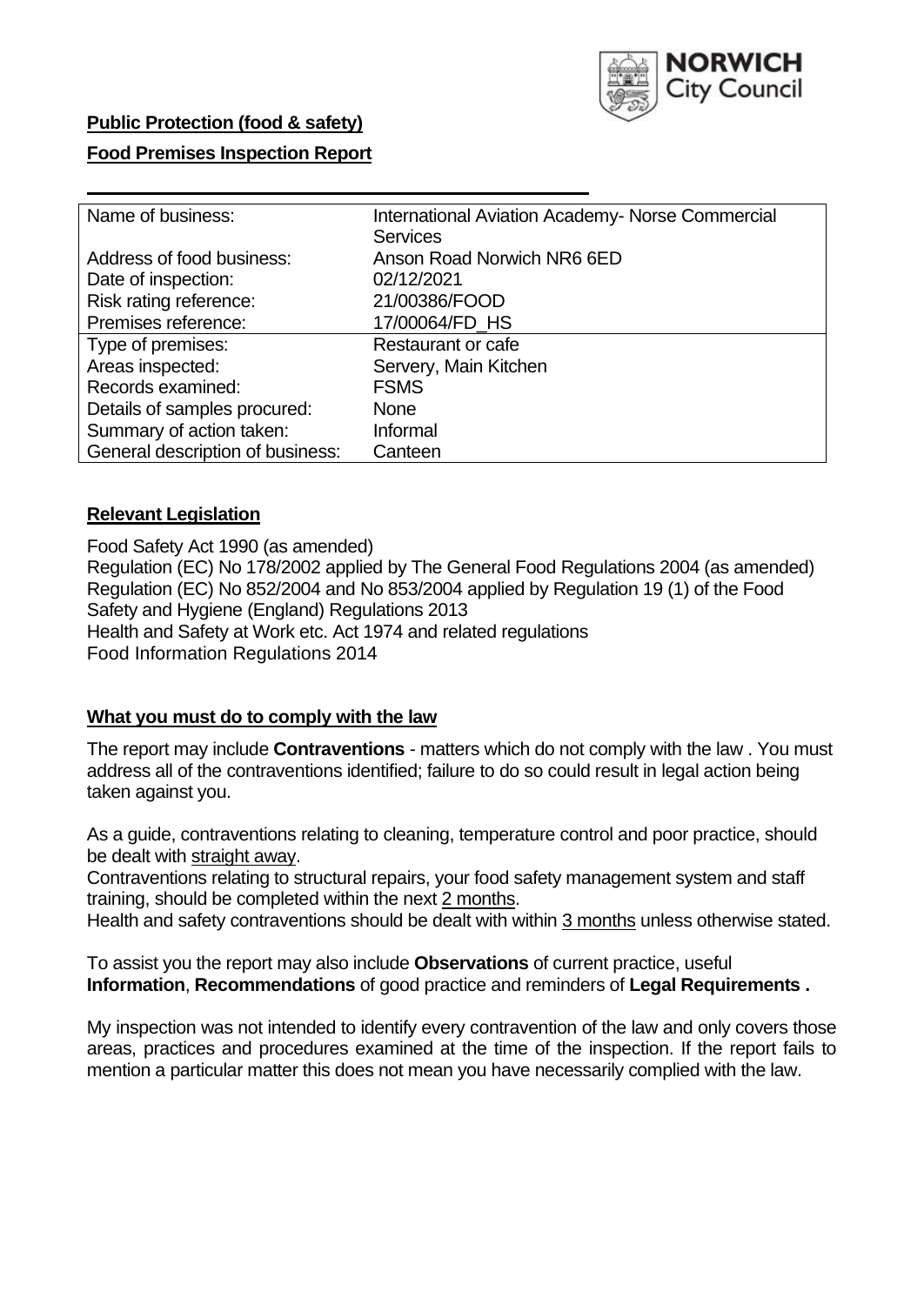**Public Protection (food & safety)**

**Food Premises Inspection Report**

| Name of business: | International Aviation Academy- Norse Commercial Services |
|---|---|
| Address of food business: | Anson Road Norwich NR6 6ED |
| Date of inspection: | 02/12/2021 |
| Risk rating reference: | 21/00386/FOOD |
| Premises reference: | 17/00064/FD_HS |
| Type of premises: | Restaurant or cafe |
| Areas inspected: | Servery, Main Kitchen |
| Records examined: | FSMS |
| Details of samples procured: | None |
| Summary of action taken: | Informal |
| General description of business: | Canteen |

## **Relevant Legislation**

Food Safety Act 1990 (as amended)
Regulation (EC) No 178/2002 applied by The General Food Regulations 2004 (as amended)
Regulation (EC) No 852/2004 and No 853/2004 applied by Regulation 19 (1) of the Food Safety and Hygiene (England) Regulations 2013
Health and Safety at Work etc. Act 1974 and related regulations
Food Information Regulations 2014

## **What you must do to comply with the law**

The report may include **Contraventions** - matters which do not comply with the law . You must address all of the contraventions identified; failure to do so could result in legal action being taken against you.

As a guide, contraventions relating to cleaning, temperature control and poor practice, should be dealt with straight away.
Contraventions relating to structural repairs, your food safety management system and staff training, should be completed within the next 2 months.
Health and safety contraventions should be dealt with within 3 months unless otherwise stated.

To assist you the report may also include **Observations** of current practice, useful **Information**, **Recommendations** of good practice and reminders of **Legal Requirements .**

My inspection was not intended to identify every contravention of the law and only covers those areas, practices and procedures examined at the time of the inspection. If the report fails to mention a particular matter this does not mean you have necessarily complied with the law.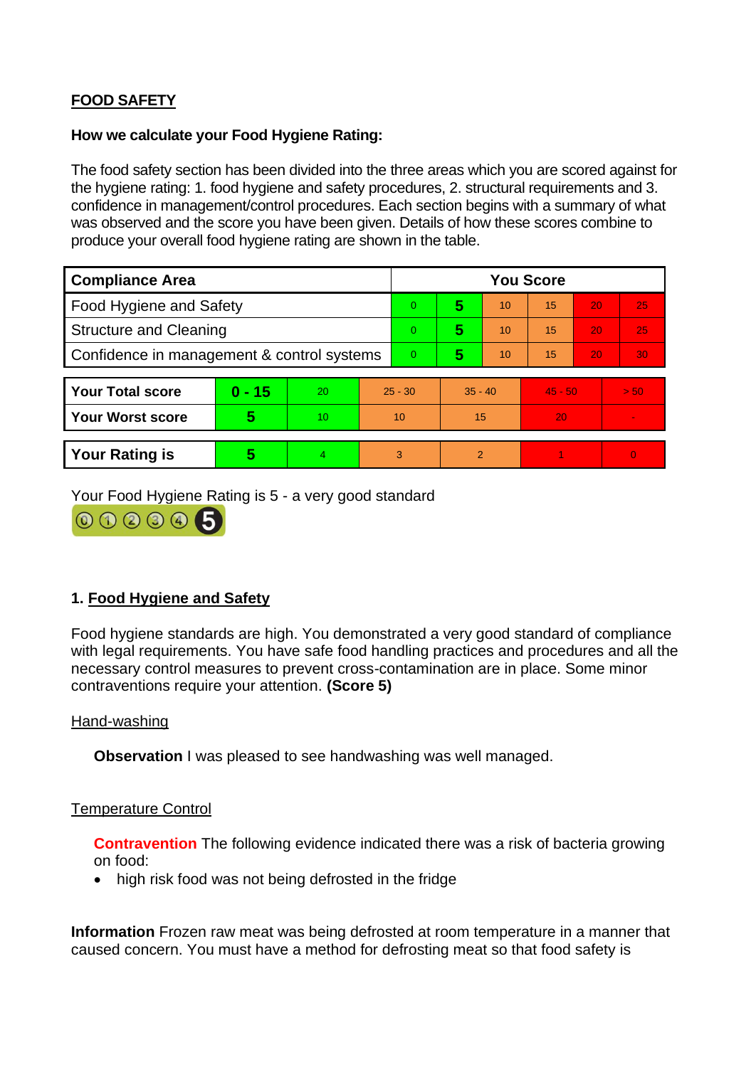## FOOD SAFETY

**How we calculate your Food Hygiene Rating:**

The food safety section has been divided into the three areas which you are scored against for the hygiene rating: 1. food hygiene and safety procedures, 2. structural requirements and 3. confidence in management/control procedures. Each section begins with a summary of what was observed and the score you have been given. Details of how these scores combine to produce your overall food hygiene rating are shown in the table.

| Compliance Area | You Score | | | | | |
|---|---|---|---|---|---|---|
| Food Hygiene and Safety | 0 | **5** | 10 | 15 | 20 | 25 |
| Structure and Cleaning | 0 | **5** | 10 | 15 | 20 | 25 |
| Confidence in management & control systems | 0 | **5** | 10 | 15 | 20 | 30 |

| | | | | | | |
|---|---|---|---|---|---|---|
| **Your Total score** | **0 - 15** | 20 | 25 - 30 | 35 - 40 | 45 - 50 | > 50 |
| **Your Worst score** | **5** | 10 | 10 | 15 | 20 | - |

| | | | | | | |
|---|---|---|---|---|---|---|
| **Your Rating is** | **5** | 4 | 3 | 2 | 1 | 0 |

Your Food Hygiene Rating is 5 - a very good standard

### 1. Food Hygiene and Safety

Food hygiene standards are high. You demonstrated a very good standard of compliance with legal requirements. You have safe food handling practices and procedures and all the necessary control measures to prevent cross-contamination are in place. Some minor contraventions require your attention. **(Score 5)**

#### Hand-washing

**Observation** I was pleased to see handwashing was well managed.

#### Temperature Control

**Contravention** The following evidence indicated there was a risk of bacteria growing on food:

- high risk food was not being defrosted in the fridge

**Information** Frozen raw meat was being defrosted at room temperature in a manner that caused concern. You must have a method for defrosting meat so that food safety is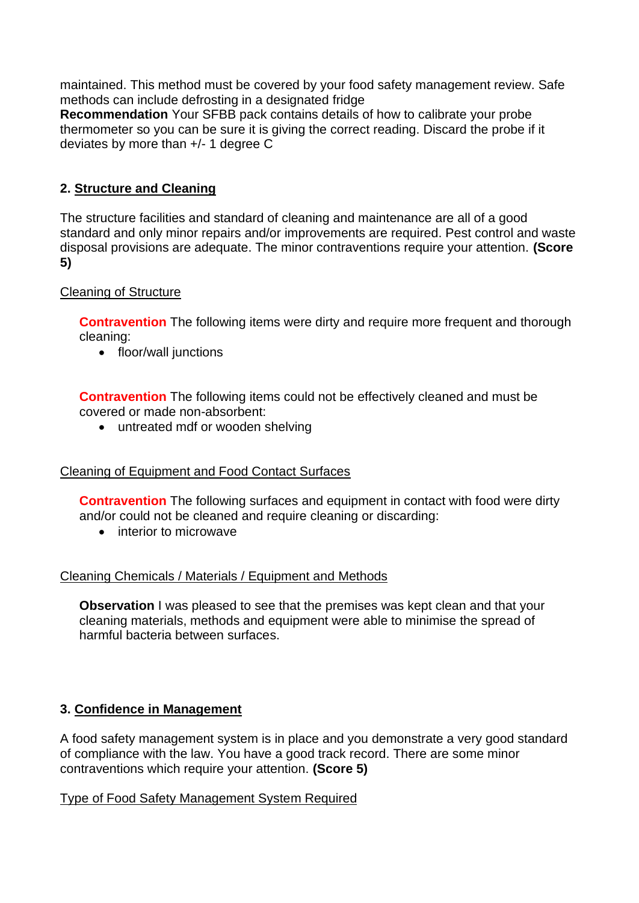maintained. This method must be covered by your food safety management review. Safe methods can include defrosting in a designated fridge

**Recommendation** Your SFBB pack contains details of how to calibrate your probe thermometer so you can be sure it is giving the correct reading. Discard the probe if it deviates by more than +/- 1 degree C

## 2. Structure and Cleaning

The structure facilities and standard of cleaning and maintenance are all of a good standard and only minor repairs and/or improvements are required. Pest control and waste disposal provisions are adequate. The minor contraventions require your attention. **(Score 5)**

### Cleaning of Structure

**Contravention** The following items were dirty and require more frequent and thorough cleaning:

- floor/wall junctions

**Contravention** The following items could not be effectively cleaned and must be covered or made non-absorbent:

- untreated mdf or wooden shelving

### Cleaning of Equipment and Food Contact Surfaces

**Contravention** The following surfaces and equipment in contact with food were dirty and/or could not be cleaned and require cleaning or discarding:

- interior to microwave

### Cleaning Chemicals / Materials / Equipment and Methods

**Observation** I was pleased to see that the premises was kept clean and that your cleaning materials, methods and equipment were able to minimise the spread of harmful bacteria between surfaces.

## 3. Confidence in Management

A food safety management system is in place and you demonstrate a very good standard of compliance with the law. You have a good track record. There are some minor contraventions which require your attention. **(Score 5)**

### Type of Food Safety Management System Required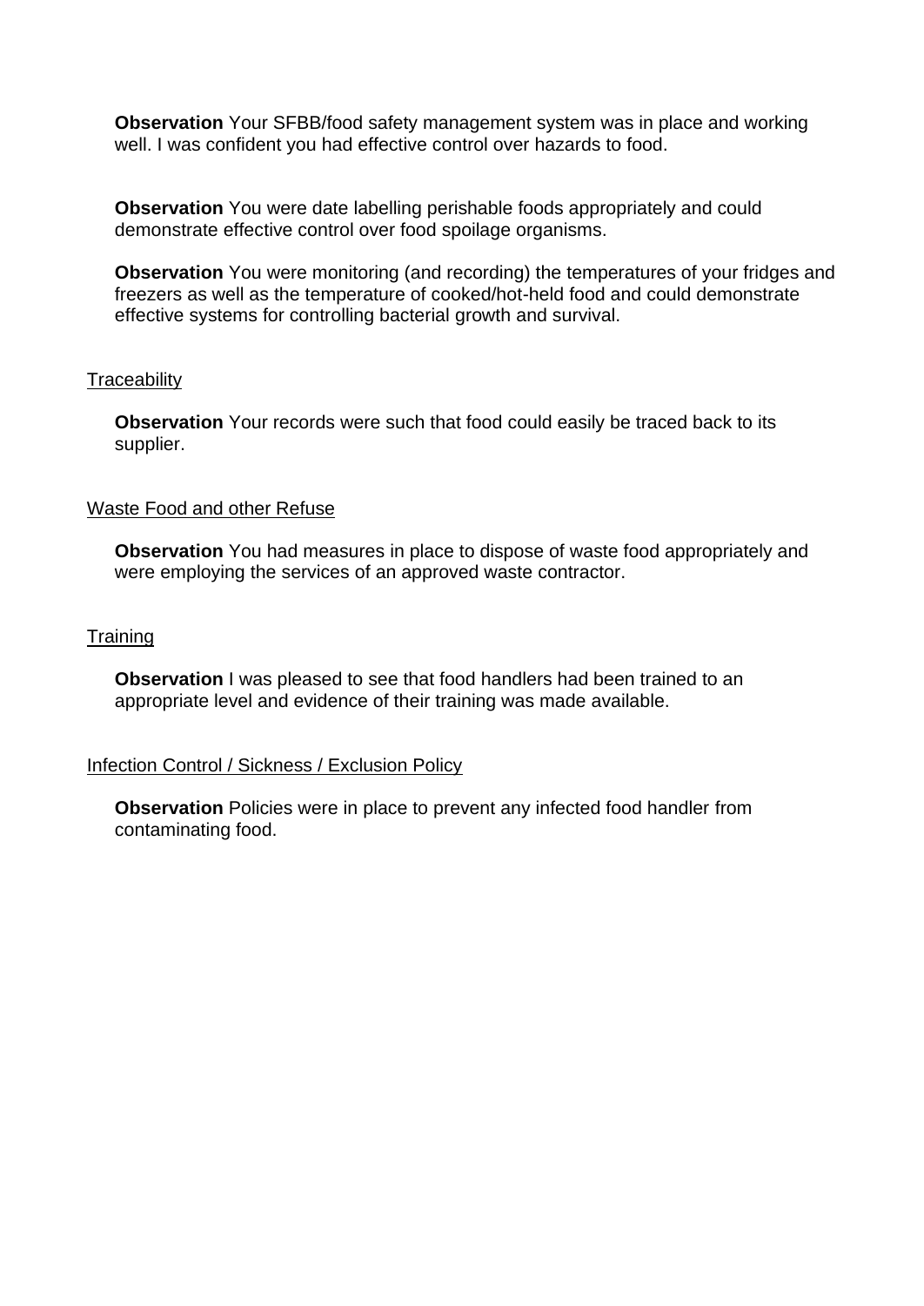**Observation** Your SFBB/food safety management system was in place and working well. I was confident you had effective control over hazards to food.

**Observation** You were date labelling perishable foods appropriately and could demonstrate effective control over food spoilage organisms.

**Observation** You were monitoring (and recording) the temperatures of your fridges and freezers as well as the temperature of cooked/hot-held food and could demonstrate effective systems for controlling bacterial growth and survival.

Traceability

**Observation** Your records were such that food could easily be traced back to its supplier.

Waste Food and other Refuse

**Observation** You had measures in place to dispose of waste food appropriately and were employing the services of an approved waste contractor.

Training

**Observation** I was pleased to see that food handlers had been trained to an appropriate level and evidence of their training was made available.

Infection Control / Sickness / Exclusion Policy

**Observation** Policies were in place to prevent any infected food handler from contaminating food.